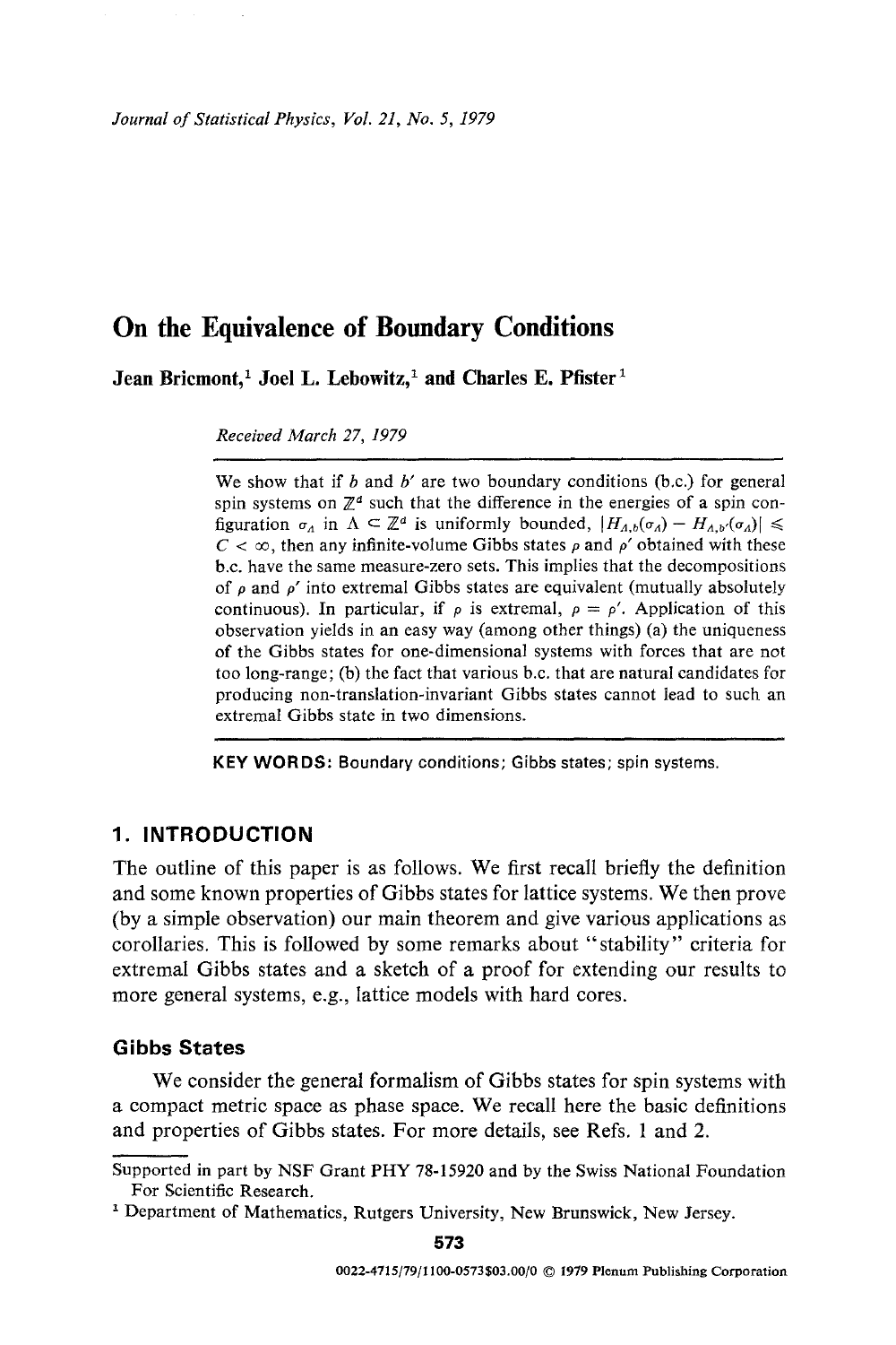# On the Equivalence of Boundary Conditions

**Jean Bricmont,[1] Joel L. Lebowitz,[1] and Charles E. Pfister[1]**

*Received March 27, 1979*

---

We show that if $b$ and $b'$ are two boundary conditions (b.c.) for general spin systems on $\mathbb{Z}^d$ such that the difference in the energies of a spin configuration $\sigma_\Lambda$ in $\Lambda \subset \mathbb{Z}^d$ is uniformly bounded, $|H_{\Lambda,b}(\sigma_\Lambda) - H_{\Lambda,b'}(\sigma_\Lambda)| \leqslant C < \infty$, then any infinite-volume Gibbs states $\rho$ and $\rho'$ obtained with these b.c. have the same measure-zero sets. This implies that the decompositions of $\rho$ and $\rho'$ into extremal Gibbs states are equivalent (mutually absolutely continuous). In particular, if $\rho$ is extremal, $\rho = \rho'$. Application of this observation yields in an easy way (among other things) (a) the uniqueness of the Gibbs states for one-dimensional systems with forces that are not too long-range; (b) the fact that various b.c. that are natural candidates for producing non-translation-invariant Gibbs states cannot lead to such an extremal Gibbs state in two dimensions.

---

**KEY WORDS:** Boundary conditions; Gibbs states; spin systems.

## 1. INTRODUCTION

The outline of this paper is as follows. We first recall briefly the definition and some known properties of Gibbs states for lattice systems. We then prove (by a simple observation) our main theorem and give various applications as corollaries. This is followed by some remarks about "stability" criteria for extremal Gibbs states and a sketch of a proof for extending our results to more general systems, e.g., lattice models with hard cores.

### Gibbs States

We consider the general formalism of Gibbs states for spin systems with a compact metric space as phase space. We recall here the basic definitions and properties of Gibbs states. For more details, see Refs. 1 and 2.

---

Supported in part by NSF Grant PHY 78-15920 and by the Swiss National Foundation For Scientific Research.

[1] Department of Mathematics, Rutgers University, New Brunswick, New Jersey.

0022-4715/79/1100-0573$03.00/0 © 1979 Plenum Publishing Corporation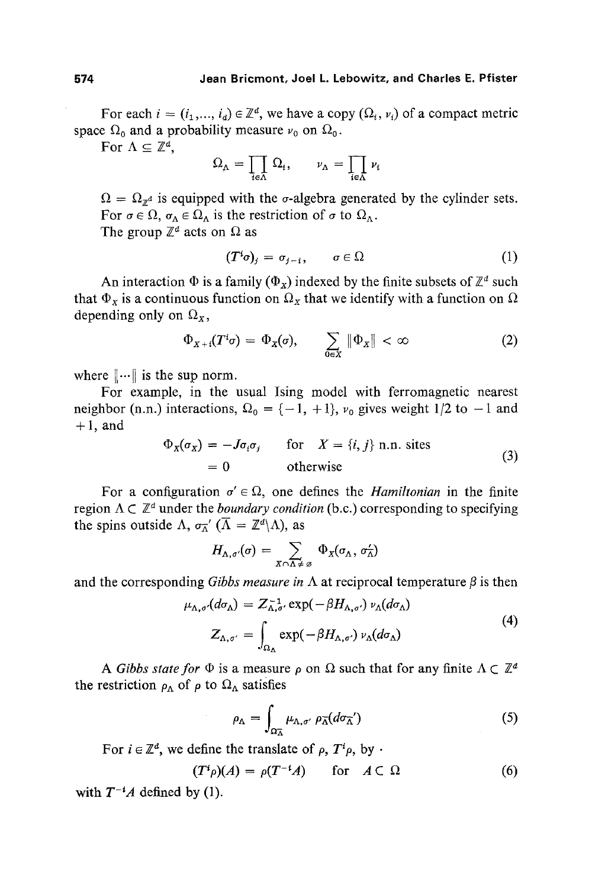For each $i = (i_1, ..., i_d) \in \mathbb{Z}^d$, we have a copy $(\Omega_i, \nu_i)$ of a compact metric space $\Omega_0$ and a probability measure $\nu_0$ on $\Omega_0$.

For $\Lambda \subseteq \mathbb{Z}^d$,

$$\Omega_\Lambda = \prod_{i \in \Lambda} \Omega_i, \qquad \nu_\Lambda = \prod_{i \in \Lambda} \nu_i$$

$\Omega = \Omega_{\mathbb{Z}^d}$ is equipped with the $\sigma$-algebra generated by the cylinder sets. For $\sigma \in \Omega$, $\sigma_\Lambda \in \Omega_\Lambda$ is the restriction of $\sigma$ to $\Omega_\Lambda$.

The group $\mathbb{Z}^d$ acts on $\Omega$ as

$$(T^i \sigma)_j = \sigma_{j-i}, \qquad \sigma \in \Omega \tag{1}$$

An interaction $\Phi$ is a family $(\Phi_X)$ indexed by the finite subsets of $\mathbb{Z}^d$ such that $\Phi_X$ is a continuous function on $\Omega_X$ that we identify with a function on $\Omega$ depending only on $\Omega_X$,

$$\Phi_{X+i}(T^i \sigma) = \Phi_X(\sigma), \qquad \sum_{0 \in X} \|\Phi_X\| < \infty \tag{2}$$

where $\|\cdots\|$ is the sup norm.

For example, in the usual Ising model with ferromagnetic nearest neighbor (n.n.) interactions, $\Omega_0 = \{-1, +1\}$, $\nu_0$ gives weight $1/2$ to $-1$ and $+1$, and

$$\begin{aligned} \Phi_X(\sigma_X) &= -J\sigma_i\sigma_j \qquad \text{for} \quad X = \{i, j\} \text{ n.n. sites} \\ &= 0 \qquad\qquad\ \ \text{otherwise} \end{aligned} \tag{3}$$

For a configuration $\sigma' \in \Omega$, one defines the *Hamiltonian* in the finite region $\Lambda \subset \mathbb{Z}^d$ under the *boundary condition* (b.c.) corresponding to specifying the spins outside $\Lambda$, $\sigma_{\bar{\Lambda}}'$ ($\bar{\Lambda} = \mathbb{Z}^d \backslash \Lambda$), as

$$H_{\Lambda, \sigma'}(\sigma) = \sum_{X \cap \Lambda \neq \varnothing} \Phi_X(\sigma_\Lambda, \sigma_{\bar{\Lambda}}')$$

and the corresponding *Gibbs measure in* $\Lambda$ at reciprocal temperature $\beta$ is then

$$\begin{aligned} \mu_{\Lambda, \sigma'}(d\sigma_\Lambda) &= Z_{\Lambda, \sigma'}^{-1} \exp(-\beta H_{\Lambda, \sigma'}) \, \nu_\Lambda(d\sigma_\Lambda) \\ Z_{\Lambda, \sigma'} &= \int_{\Omega_\Lambda} \exp(-\beta H_{\Lambda, \sigma'}) \, \nu_\Lambda(d\sigma_\Lambda) \end{aligned} \tag{4}$$

A *Gibbs state for* $\Phi$ is a measure $\rho$ on $\Omega$ such that for any finite $\Lambda \subset \mathbb{Z}^d$ the restriction $\rho_\Lambda$ of $\rho$ to $\Omega_\Lambda$ satisfies

$$\rho_\Lambda = \int_{\Omega_{\bar{\Lambda}}} \mu_{\Lambda, \sigma'} \, \rho_{\bar{\Lambda}}(d\sigma_{\bar{\Lambda}}') \tag{5}$$

For $i \in \mathbb{Z}^d$, we define the translate of $\rho$, $T^i \rho$, by

$$(T^i \rho)(A) = \rho(T^{-i} A) \qquad \text{for} \quad A \subset \Omega \tag{6}$$

with $T^{-i} A$ defined by (1).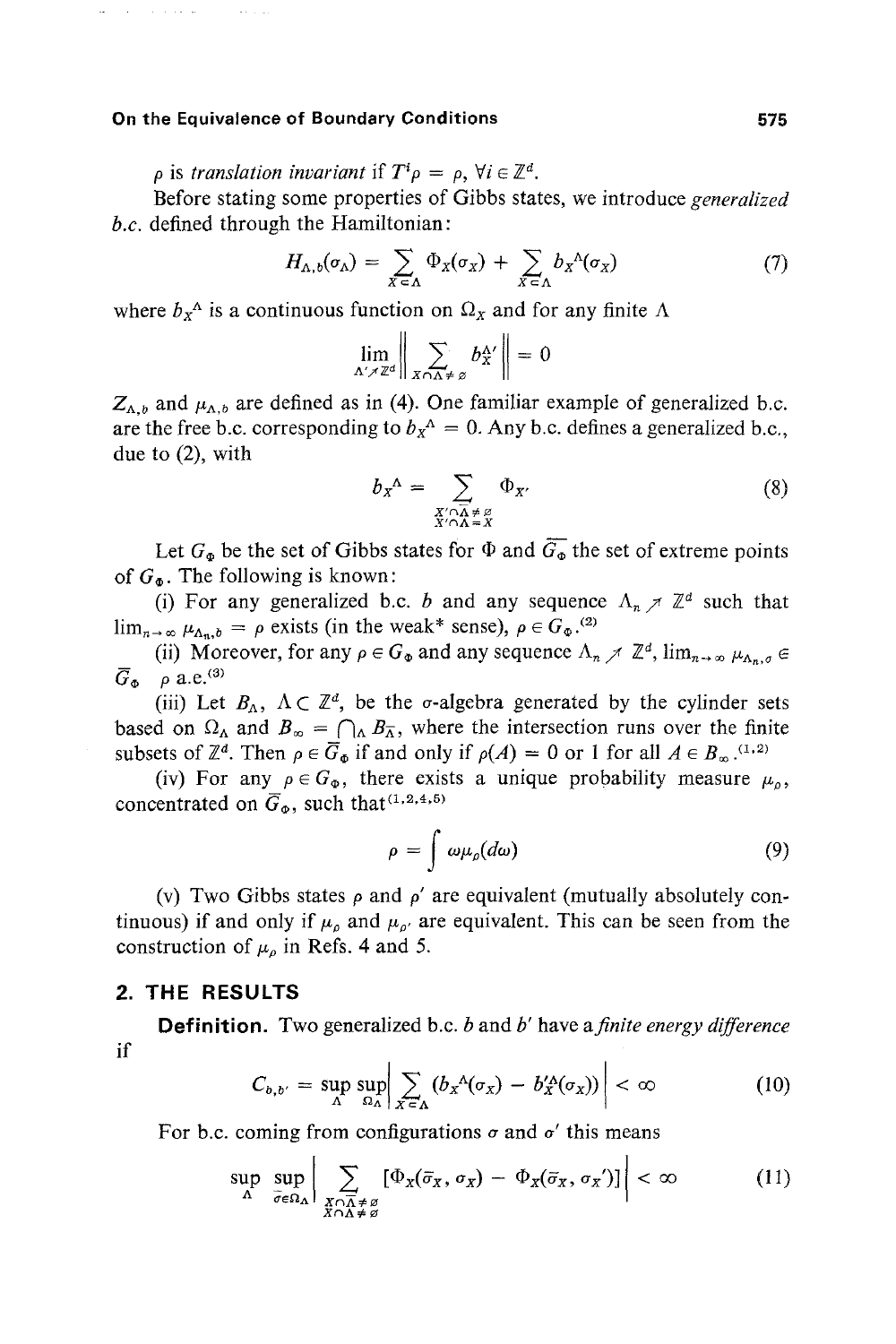$\rho$ is *translation invariant* if $T^i\rho = \rho$, $\forall i \in \mathbb{Z}^d$.

Before stating some properties of Gibbs states, we introduce *generalized b.c.* defined through the Hamiltonian:

$$H_{\Lambda,b}(\sigma_\Lambda) = \sum_{X \subset \Lambda} \Phi_X(\sigma_X) + \sum_{X \subset \Lambda} b_X{}^\Lambda(\sigma_X) \tag{7}$$

where $b_X{}^\Lambda$ is a continuous function on $\Omega_X$ and for any finite $\Lambda$

$$\lim_{\Lambda' \nearrow \mathbb{Z}^d} \left\| \sum_{X \cap \bar{\Lambda} \neq \varnothing} b_X^{\Lambda'} \right\| = 0$$

$Z_{\Lambda,b}$ and $\mu_{\Lambda,b}$ are defined as in (4). One familiar example of generalized b.c. are the free b.c. corresponding to $b_X{}^\Lambda = 0$. Any b.c. defines a generalized b.c., due to (2), with

$$b_X{}^\Lambda = \sum_{\substack{X' \cap \bar{\Lambda} \neq \varnothing \\ X' \cap \Lambda = X}} \Phi_{X'} \tag{8}$$

Let $G_\Phi$ be the set of Gibbs states for $\Phi$ and $\overline{G_\Phi}$ the set of extreme points of $G_\Phi$. The following is known:

(i) For any generalized b.c. $b$ and any sequence $\Lambda_n \nearrow \mathbb{Z}^d$ such that $\lim_{n\to\infty} \mu_{\Lambda_n,b} = \rho$ exists (in the weak* sense), $\rho \in G_\Phi$.[2]

(ii) Moreover, for any $\rho \in G_\Phi$ and any sequence $\Lambda_n \nearrow \mathbb{Z}^d$, $\lim_{n\to\infty} \mu_{\Lambda_n,\sigma} \in \overline{G_\Phi}$ $\rho$ a.e.[3]

(iii) Let $B_\Lambda$, $\Lambda \subset \mathbb{Z}^d$, be the $\sigma$-algebra generated by the cylinder sets based on $\Omega_\Lambda$ and $B_\infty = \bigcap_\Lambda B_{\bar{\Lambda}}$, where the intersection runs over the finite subsets of $\mathbb{Z}^d$. Then $\rho \in \overline{G_\Phi}$ if and only if $\rho(A) = 0$ or $1$ for all $A \in B_\infty$.[1,2]

(iv) For any $\rho \in G_\Phi$, there exists a unique probability measure $\mu_\rho$, concentrated on $\overline{G_\Phi}$, such that[1,2,4,5]

$$\rho = \int \omega \mu_\rho(d\omega) \tag{9}$$

(v) Two Gibbs states $\rho$ and $\rho'$ are equivalent (mutually absolutely continuous) if and only if $\mu_\rho$ and $\mu_{\rho'}$ are equivalent. This can be seen from the construction of $\mu_\rho$ in Refs. 4 and 5.

## 2. THE RESULTS

**Definition.** Two generalized b.c. $b$ and $b'$ have a *finite energy difference* if

$$C_{b,b'} = \sup_\Lambda \sup_{\Omega_\Lambda} \left| \sum_{X \subset \Lambda} (b_X{}^\Lambda(\sigma_X) - b_X'^\Lambda(\sigma_X)) \right| < \infty \tag{10}$$

For b.c. coming from configurations $\sigma$ and $\sigma'$ this means

$$\sup_\Lambda \sup_{\sigma \in \Omega_\Lambda} \left| \sum_{\substack{X \cap \bar{\Lambda} \neq \varnothing \\ X \cap \Lambda \neq \varnothing}} [\Phi_X(\bar{\sigma}_X, \sigma_X) - \Phi_X(\bar{\sigma}_X, \sigma_X')] \right| < \infty \tag{11}$$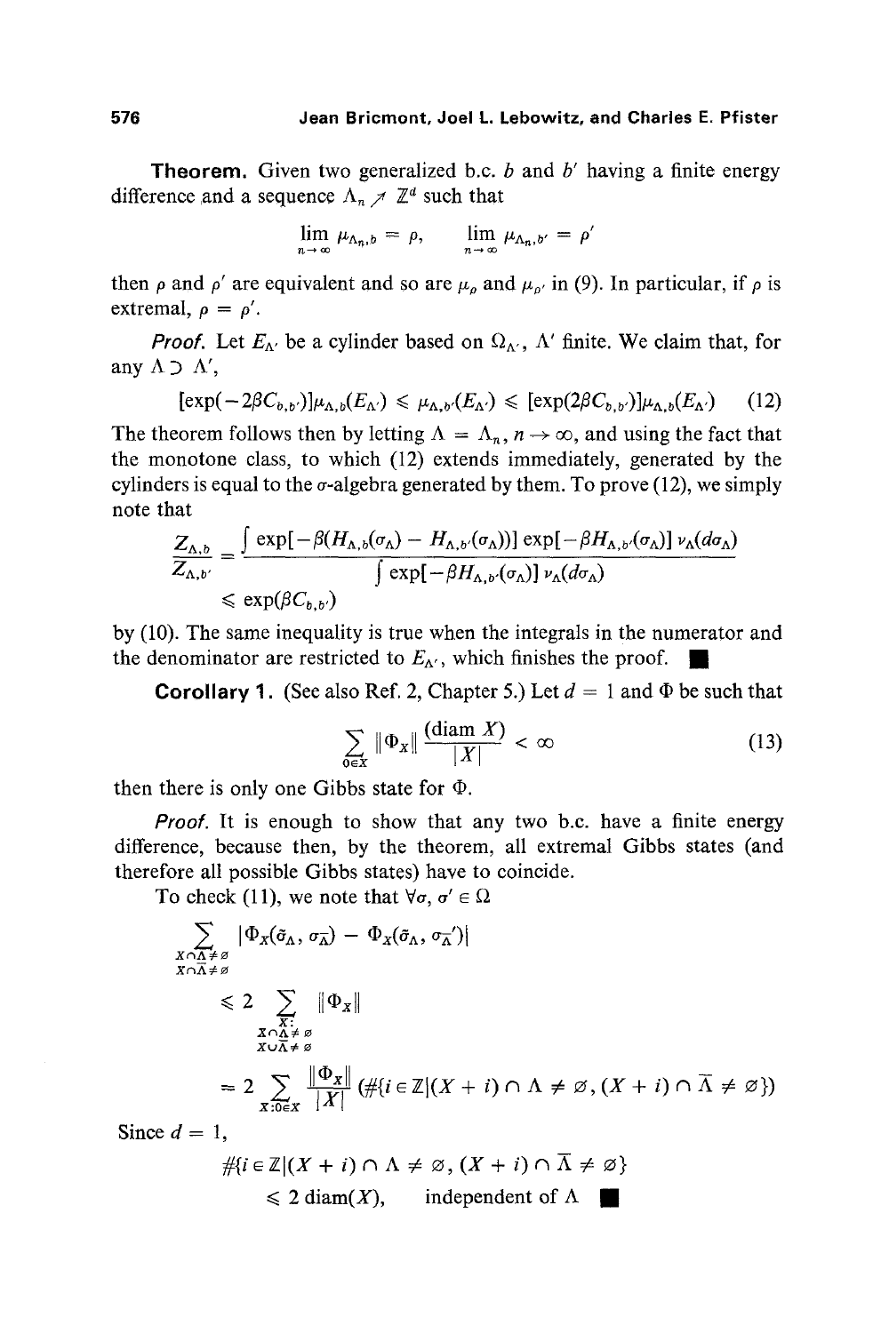**Theorem.** Given two generalized b.c. $b$ and $b'$ having a finite energy difference and a sequence $\Lambda_n \nearrow \mathbb{Z}^d$ such that

$$\lim_{n\to\infty} \mu_{\Lambda_n,b} = \rho, \qquad \lim_{n\to\infty} \mu_{\Lambda_n,b'} = \rho'$$

then $\rho$ and $\rho'$ are equivalent and so are $\mu_\rho$ and $\mu_{\rho'}$ in (9). In particular, if $\rho$ is extremal, $\rho = \rho'$.

*Proof.* Let $E_{\Lambda'}$ be a cylinder based on $\Omega_{\Lambda'}$, $\Lambda'$ finite. We claim that, for any $\Lambda \supset \Lambda'$,

$$[\exp(-2\beta C_{b,b'})]\mu_{\Lambda,b}(E_{\Lambda'}) \leqslant \mu_{\Lambda,b'}(E_{\Lambda'}) \leqslant [\exp(2\beta C_{b,b'})]\mu_{\Lambda,b}(E_{\Lambda'}) \tag{12}$$

The theorem follows then by letting $\Lambda = \Lambda_n$, $n \to \infty$, and using the fact that the monotone class, to which (12) extends immediately, generated by the cylinders is equal to the $\sigma$-algebra generated by them. To prove (12), we simply note that

$$\frac{Z_{\Lambda,b}}{Z_{\Lambda,b'}} = \frac{\int \exp[-\beta(H_{\Lambda,b}(\sigma_\Lambda) - H_{\Lambda,b'}(\sigma_\Lambda))]\exp[-\beta H_{\Lambda,b'}(\sigma_\Lambda)]\,\nu_\Lambda(d\sigma_\Lambda)}{\int \exp[-\beta H_{\Lambda,b'}(\sigma_\Lambda)]\,\nu_\Lambda(d\sigma_\Lambda)}$$
$$\leqslant \exp(\beta C_{b,b'})$$

by (10). The same inequality is true when the integrals in the numerator and the denominator are restricted to $E_{\Lambda'}$, which finishes the proof. ∎

**Corollary 1.** (See also Ref. 2, Chapter 5.) Let $d = 1$ and $\Phi$ be such that

$$\sum_{0\in X} \|\Phi_X\| \frac{(\operatorname{diam} X)}{|X|} < \infty \tag{13}$$

then there is only one Gibbs state for $\Phi$.

*Proof.* It is enough to show that any two b.c. have a finite energy difference, because then, by the theorem, all extremal Gibbs states (and therefore all possible Gibbs states) have to coincide.

To check (11), we note that $\forall \sigma, \sigma' \in \Omega$

$$\sum_{\substack{X\cap\Lambda\neq\varnothing \\ X\cap\bar{\Lambda}\neq\varnothing}} |\Phi_X(\tilde{\sigma}_\Lambda, \sigma_{\bar{\Lambda}}) - \Phi_X(\tilde{\sigma}_\Lambda, \sigma'_{\bar{\Lambda}})|$$

$$\leqslant 2 \sum_{\substack{X: \\ X\cap\Lambda\neq\varnothing \\ X\cup\bar{\Lambda}\neq\varnothing}} \|\Phi_X\|$$

$$= 2\sum_{X:0\in X} \frac{\|\Phi_X\|}{|X|} (\#\{i\in\mathbb{Z} \mid (X+i)\cap\Lambda \neq \varnothing, (X+i)\cap\bar{\Lambda}\neq\varnothing\})$$

Since $d = 1$,

$$\#\{i\in\mathbb{Z} \mid (X+i)\cap\Lambda\neq\varnothing, (X+i)\cap\bar{\Lambda}\neq\varnothing\}$$
$$\leqslant 2\operatorname{diam}(X), \qquad \text{independent of } \Lambda \quad ∎$$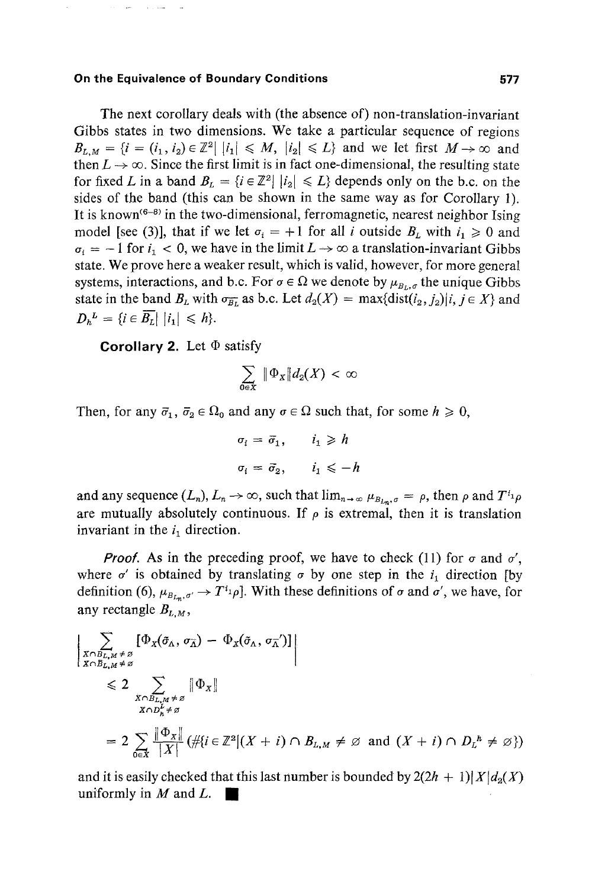The next corollary deals with (the absence of) non-translation-invariant Gibbs states in two dimensions. We take a particular sequence of regions $B_{L,M} = \{i = (i_1, i_2) \in \mathbb{Z}^2 |\, |i_1| \leqslant M,\ |i_2| \leqslant L\}$ and we let first $M \to \infty$ and then $L \to \infty$. Since the first limit is in fact one-dimensional, the resulting state for fixed $L$ in a band $B_L = \{i \in \mathbb{Z}^2 |\, |i_2| \leqslant L\}$ depends only on the b.c. on the sides of the band (this can be shown in the same way as for Corollary 1). It is known[(6-8)] in the two-dimensional, ferromagnetic, nearest neighbor Ising model [see (3)], that if we let $\sigma_i = +1$ for all $i$ outside $B_L$ with $i_1 \geqslant 0$ and $\sigma_i = -1$ for $i_1 < 0$, we have in the limit $L \to \infty$ a translation-invariant Gibbs state. We prove here a weaker result, which is valid, however, for more general systems, interactions, and b.c. For $\sigma \in \Omega$ we denote by $\mu_{B_L,\sigma}$ the unique Gibbs state in the band $B_L$ with $\sigma_{\overline{B_L}}$ as b.c. Let $d_2(X) = \max\{\text{dist}(i_2, j_2) | i, j \in X\}$ and $D_h^L = \{i \in \overline{B_L} |\, |i_1| \leqslant h\}$.

**Corollary 2.** Let $\Phi$ satisfy

$$\sum_{0 \in X} \|\Phi_X\| d_2(X) < \infty$$

Then, for any $\bar{\sigma}_1, \bar{\sigma}_2 \in \Omega_0$ and any $\sigma \in \Omega$ such that, for some $h \geqslant 0$,

$$\sigma_i = \bar{\sigma}_1, \qquad i_1 \geqslant h$$

$$\sigma_i = \bar{\sigma}_2, \qquad i_1 \leqslant -h$$

and any sequence $(L_n)$, $L_n \to \infty$, such that $\lim_{n \to \infty} \mu_{B_{L_n},\sigma} = \rho$, then $\rho$ and $T^{i_1}\rho$ are mutually absolutely continuous. If $\rho$ is extremal, then it is translation invariant in the $i_1$ direction.

*Proof.* As in the preceding proof, we have to check (11) for $\sigma$ and $\sigma'$, where $\sigma'$ is obtained by translating $\sigma$ by one step in the $i_1$ direction [by definition (6), $\mu_{B_{L_n},\sigma'} \to T^{i_1}\rho$]. With these definitions of $\sigma$ and $\sigma'$, we have, for any rectangle $B_{L,M}$,

$$\left| \sum_{\substack{X \cap B_{L,M} \neq \varnothing \\ X \cap \bar{B}_{L,M} \neq \varnothing}} [\Phi_X(\tilde{\sigma}_\Lambda, \sigma_{\bar{\Lambda}}) - \Phi_X(\tilde{\sigma}_\Lambda, \sigma_{\bar{\Lambda}}')] \right|$$

$$\leqslant 2 \sum_{\substack{X \cap B_{L,M} \neq \varnothing \\ X \cap D_h^L \neq \varnothing}} \|\Phi_X\|$$

$$= 2 \sum_{0 \in X} \frac{\|\Phi_X\|}{|X|} (\#\{i \in \mathbb{Z}^2 | (X + i) \cap B_{L,M} \neq \varnothing \text{ and } (X + i) \cap D_L^h \neq \varnothing\})$$

and it is easily checked that this last number is bounded by $2(2h + 1)|X| d_2(X)$ uniformly in $M$ and $L$. ∎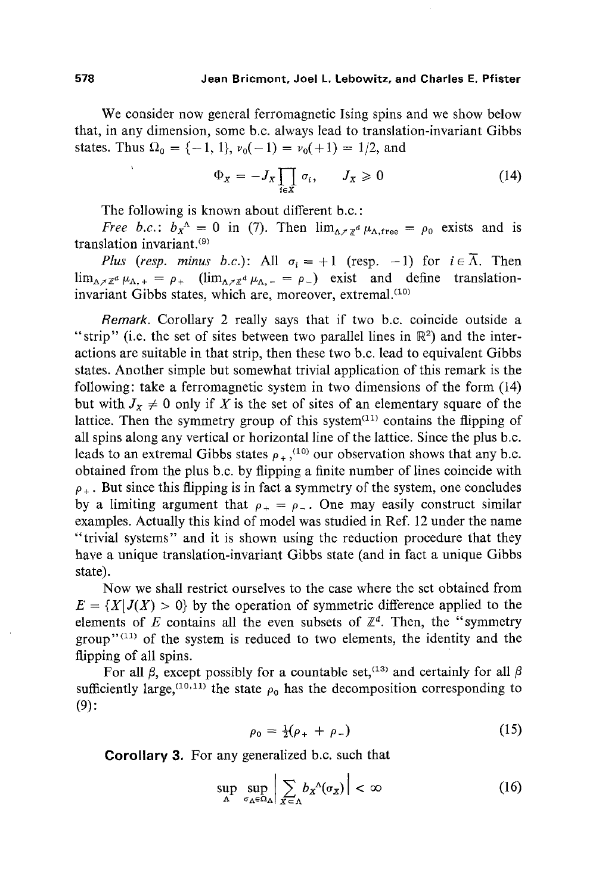We consider now general ferromagnetic Ising spins and we show below that, in any dimension, some b.c. always lead to translation-invariant Gibbs states. Thus $\Omega_0 = \{-1, 1\}$, $\nu_0(-1) = \nu_0(+1) = 1/2$, and

$$\Phi_X = -J_X \prod_{i \in X} \sigma_i, \qquad J_X \geqslant 0 \tag{14}$$

The following is known about different b.c.:

*Free b.c.*: $b_X^\Lambda = 0$ in (7). Then $\lim_{\Lambda \nearrow \mathbb{Z}^d} \mu_{\Lambda,\text{free}} = \rho_0$ exists and is translation invariant.[9]

*Plus (resp. minus b.c.)*: All $\sigma_i = +1$ (resp. $-1$) for $i \in \overline{\Lambda}$. Then $\lim_{\Lambda \nearrow \mathbb{Z}^d} \mu_{\Lambda,+} = \rho_+$ ($\lim_{\Lambda \nearrow \mathbb{Z}^d} \mu_{\Lambda,-} = \rho_-$) exist and define translation-invariant Gibbs states, which are, moreover, extremal.[10]

*Remark.* Corollary 2 really says that if two b.c. coincide outside a "strip" (i.e. the set of sites between two parallel lines in $\mathbb{R}^2$) and the interactions are suitable in that strip, then these two b.c. lead to equivalent Gibbs states. Another simple but somewhat trivial application of this remark is the following: take a ferromagnetic system in two dimensions of the form (14) but with $J_X \neq 0$ only if $X$ is the set of sites of an elementary square of the lattice. Then the symmetry group of this system[11] contains the flipping of all spins along any vertical or horizontal line of the lattice. Since the plus b.c. leads to an extremal Gibbs states $\rho_+$,[10] our observation shows that any b.c. obtained from the plus b.c. by flipping a finite number of lines coincide with $\rho_+$. But since this flipping is in fact a symmetry of the system, one concludes by a limiting argument that $\rho_+ = \rho_-$. One may easily construct similar examples. Actually this kind of model was studied in Ref. 12 under the name "trivial systems" and it is shown using the reduction procedure that they have a unique translation-invariant Gibbs state (and in fact a unique Gibbs state).

Now we shall restrict ourselves to the case where the set obtained from $E = \{X \mid J(X) > 0\}$ by the operation of symmetric difference applied to the elements of $E$ contains all the even subsets of $\mathbb{Z}^d$. Then, the "symmetry group"[11] of the system is reduced to two elements, the identity and the flipping of all spins.

For all $\beta$, except possibly for a countable set,[13] and certainly for all $\beta$ sufficiently large,[10,11] the state $\rho_0$ has the decomposition corresponding to (9):

$$\rho_0 = \tfrac{1}{2}(\rho_+ + \rho_-) \tag{15}$$

**Corollary 3.** For any generalized b.c. such that

$$\sup_{\Lambda} \sup_{\sigma_\Lambda \in \Omega_\Lambda} \left| \sum_{X \subset \Lambda} b_X^\Lambda(\sigma_X) \right| < \infty \tag{16}$$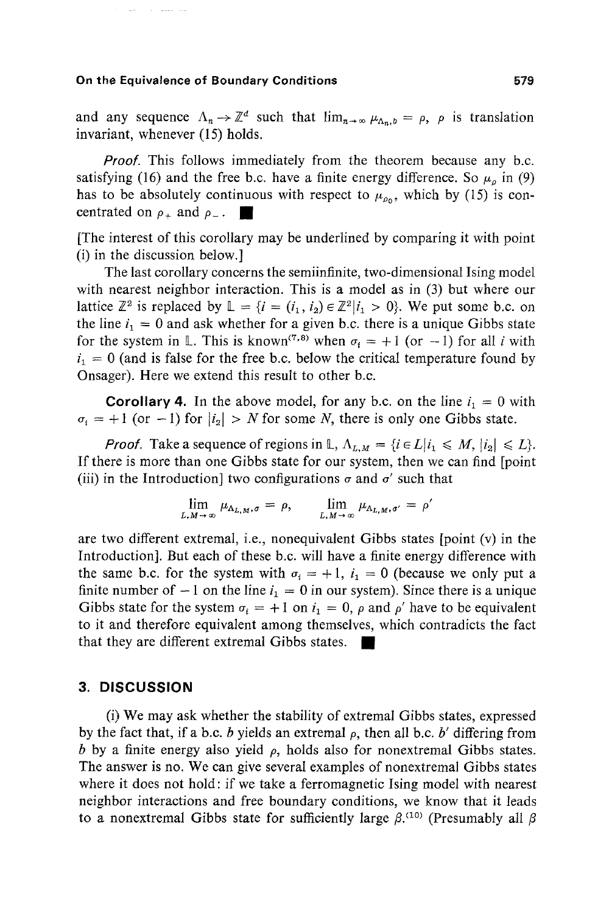and any sequence $\Lambda_n \to \mathbb{Z}^d$ such that $\lim_{n\to\infty} \mu_{\Lambda_n, b} = \rho$, $\rho$ is translation invariant, whenever (15) holds.

*Proof.* This follows immediately from the theorem because any b.c. satisfying (16) and the free b.c. have a finite energy difference. So $\mu_\rho$ in (9) has to be absolutely continuous with respect to $\mu_{\rho_0}$, which by (15) is concentrated on $\rho_+$ and $\rho_-$. ∎

[The interest of this corollary may be underlined by comparing it with point (i) in the discussion below.]

The last corollary concerns the semiinfinite, two-dimensional Ising model with nearest neighbor interaction. This is a model as in (3) but where our lattice $\mathbb{Z}^2$ is replaced by $\mathbb{L} = \{i = (i_1, i_2) \in \mathbb{Z}^2 | i_1 > 0\}$. We put some b.c. on the line $i_1 = 0$ and ask whether for a given b.c. there is a unique Gibbs state for the system in $\mathbb{L}$. This is known[7,8] when $\sigma_i = +1$ (or $-1$) for all $i$ with $i_1 = 0$ (and is false for the free b.c. below the critical temperature found by Onsager). Here we extend this result to other b.c.

**Corollary 4.** In the above model, for any b.c. on the line $i_1 = 0$ with $\sigma_i = +1$ (or $-1$) for $|i_2| > N$ for some $N$, there is only one Gibbs state.

*Proof.* Take a sequence of regions in $\mathbb{L}$, $\Lambda_{L,M} = \{i \in L | i_1 \leqslant M, |i_2| \leqslant L\}$. If there is more than one Gibbs state for our system, then we can find [point (iii) in the Introduction] two configurations $\sigma$ and $\sigma'$ such that

$$\lim_{L,M\to\infty} \mu_{\Lambda_{L,M},\sigma} = \rho, \qquad \lim_{L,M\to\infty} \mu_{\Lambda_{L,M},\sigma'} = \rho'$$

are two different extremal, i.e., nonequivalent Gibbs states [point (v) in the Introduction]. But each of these b.c. will have a finite energy difference with the same b.c. for the system with $\sigma_i = +1$, $i_1 = 0$ (because we only put a finite number of $-1$ on the line $i_1 = 0$ in our system). Since there is a unique Gibbs state for the system $\sigma_i = +1$ on $i_1 = 0$, $\rho$ and $\rho'$ have to be equivalent to it and therefore equivalent among themselves, which contradicts the fact that they are different extremal Gibbs states. ∎

## 3. DISCUSSION

(i) We may ask whether the stability of extremal Gibbs states, expressed by the fact that, if a b.c. $b$ yields an extremal $\rho$, then all b.c. $b'$ differing from $b$ by a finite energy also yield $\rho$, holds also for nonextremal Gibbs states. The answer is no. We can give several examples of nonextremal Gibbs states where it does not hold: if we take a ferromagnetic Ising model with nearest neighbor interactions and free boundary conditions, we know that it leads to a nonextremal Gibbs state for sufficiently large $\beta$.[10] (Presumably all $\beta$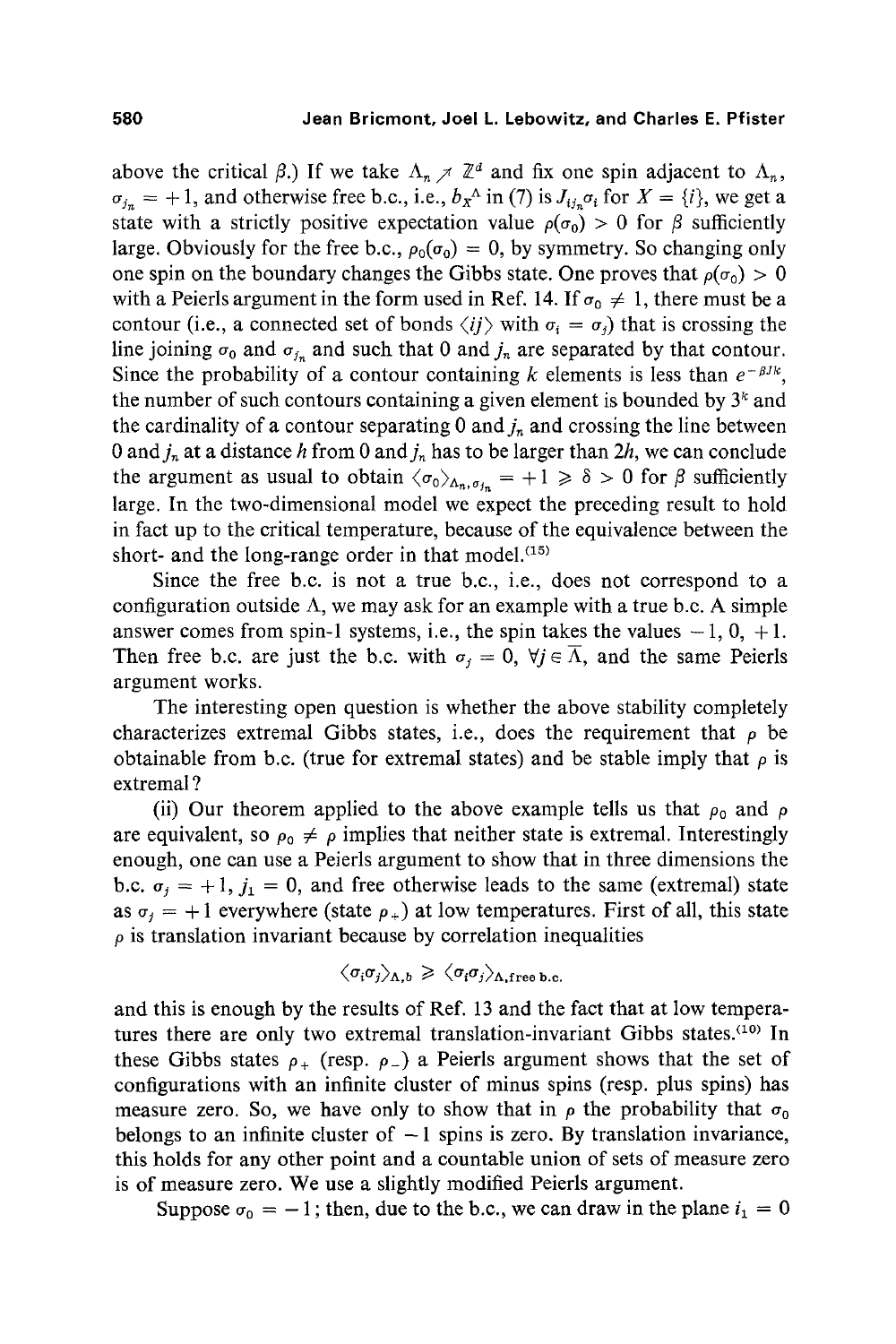above the critical $\beta$.) If we take $\Lambda_n \nearrow \mathbb{Z}^d$ and fix one spin adjacent to $\Lambda_n$, $\sigma_{j_n} = +1$, and otherwise free b.c., i.e., $b_X^\Lambda$ in (7) is $J_{ij_n}\sigma_i$ for $X = \{i\}$, we get a state with a strictly positive expectation value $\rho(\sigma_0) > 0$ for $\beta$ sufficiently large. Obviously for the free b.c., $\rho_0(\sigma_0) = 0$, by symmetry. So changing only one spin on the boundary changes the Gibbs state. One proves that $\rho(\sigma_0) > 0$ with a Peierls argument in the form used in Ref. 14. If $\sigma_0 \neq 1$, there must be a contour (i.e., a connected set of bonds $\langle ij \rangle$ with $\sigma_i = \sigma_j$) that is crossing the line joining $\sigma_0$ and $\sigma_{j_n}$ and such that 0 and $j_n$ are separated by that contour. Since the probability of a contour containing $k$ elements is less than $e^{-\beta J k}$, the number of such contours containing a given element is bounded by $3^k$ and the cardinality of a contour separating 0 and $j_n$ and crossing the line between 0 and $j_n$ at a distance $h$ from 0 and $j_n$ has to be larger than $2h$, we can conclude the argument as usual to obtain $\langle \sigma_0 \rangle_{\Lambda_n, \sigma_{j_n}} = +1 \geqslant \delta > 0$ for $\beta$ sufficiently large. In the two-dimensional model we expect the preceding result to hold in fact up to the critical temperature, because of the equivalence between the short- and the long-range order in that model.[15]

Since the free b.c. is not a true b.c., i.e., does not correspond to a configuration outside $\Lambda$, we may ask for an example with a true b.c. A simple answer comes from spin-1 systems, i.e., the spin takes the values $-1$, 0, $+1$. Then free b.c. are just the b.c. with $\sigma_j = 0$, $\forall j \in \overline{\Lambda}$, and the same Peierls argument works.

The interesting open question is whether the above stability completely characterizes extremal Gibbs states, i.e., does the requirement that $\rho$ be obtainable from b.c. (true for extremal states) and be stable imply that $\rho$ is extremal?

(ii) Our theorem applied to the above example tells us that $\rho_0$ and $\rho$ are equivalent, so $\rho_0 \neq \rho$ implies that neither state is extremal. Interestingly enough, one can use a Peierls argument to show that in three dimensions the b.c. $\sigma_j = +1$, $j_1 = 0$, and free otherwise leads to the same (extremal) state as $\sigma_j = +1$ everywhere (state $\rho_+$) at low temperatures. First of all, this state $\rho$ is translation invariant because by correlation inequalities

$$\langle \sigma_i \sigma_j \rangle_{\Lambda, b} \geqslant \langle \sigma_i \sigma_j \rangle_{\Lambda, \text{free b.c.}}$$

and this is enough by the results of Ref. 13 and the fact that at low temperatures there are only two extremal translation-invariant Gibbs states.[10] In these Gibbs states $\rho_+$ (resp. $\rho_-$) a Peierls argument shows that the set of configurations with an infinite cluster of minus spins (resp. plus spins) has measure zero. So, we have only to show that in $\rho$ the probability that $\sigma_0$ belongs to an infinite cluster of $-1$ spins is zero. By translation invariance, this holds for any other point and a countable union of sets of measure zero is of measure zero. We use a slightly modified Peierls argument.

Suppose $\sigma_0 = -1$; then, due to the b.c., we can draw in the plane $i_1 = 0$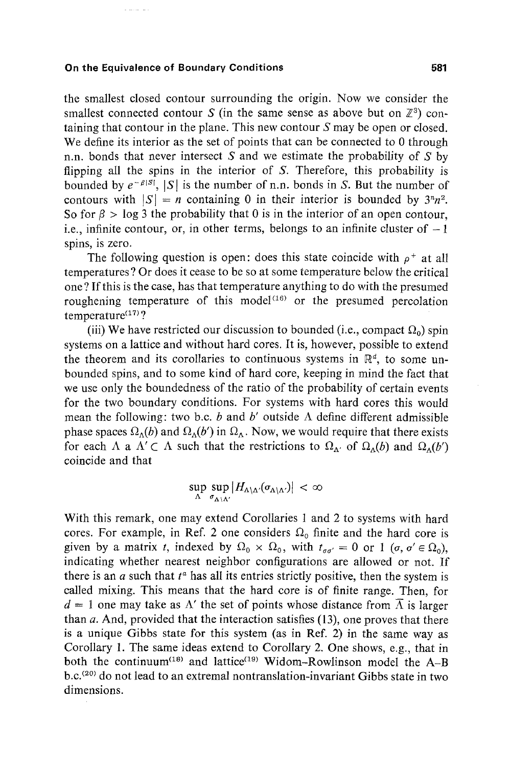the smallest closed contour surrounding the origin. Now we consider the smallest connected contour $S$ (in the same sense as above but on $\mathbb{Z}^3$) containing that contour in the plane. This new contour $S$ may be open or closed. We define its interior as the set of points that can be connected to 0 through n.n. bonds that never intersect $S$ and we estimate the probability of $S$ by flipping all the spins in the interior of $S$. Therefore, this probability is bounded by $e^{-\beta|S|}$, $|S|$ is the number of n.n. bonds in $S$. But the number of contours with $|S| = n$ containing 0 in their interior is bounded by $3^n n^2$. So for $\beta > \log 3$ the probability that 0 is in the interior of an open contour, i.e., infinite contour, or, in other terms, belongs to an infinite cluster of $-1$ spins, is zero.

The following question is open: does this state coincide with $\rho^+$ at all temperatures? Or does it cease to be so at some temperature below the critical one? If this is the case, has that temperature anything to do with the presumed roughening temperature of this model[16] or the presumed percolation temperature[17]?

(iii) We have restricted our discussion to bounded (i.e., compact $\Omega_0$) spin systems on a lattice and without hard cores. It is, however, possible to extend the theorem and its corollaries to continuous systems in $\mathbb{R}^d$, to some unbounded spins, and to some kind of hard core, keeping in mind the fact that we use only the boundedness of the ratio of the probability of certain events for the two boundary conditions. For systems with hard cores this would mean the following: two b.c. $b$ and $b'$ outside $\Lambda$ define different admissible phase spaces $\Omega_\Lambda(b)$ and $\Omega_\Lambda(b')$ in $\Omega_\Lambda$. Now, we would require that there exists for each $\Lambda$ a $\Lambda' \subset \Lambda$ such that the restrictions to $\Omega_{\Lambda'}$ of $\Omega_\Lambda(b)$ and $\Omega_\Lambda(b')$ coincide and that

$$\sup_{\Lambda} \sup_{\sigma_{\Lambda \setminus \Lambda'}} |H_{\Lambda \setminus \Lambda'}(\sigma_{\Lambda \setminus \Lambda'})| < \infty$$

With this remark, one may extend Corollaries 1 and 2 to systems with hard cores. For example, in Ref. 2 one considers $\Omega_0$ finite and the hard core is given by a matrix $t$, indexed by $\Omega_0 \times \Omega_0$, with $t_{\sigma\sigma'} = 0$ or $1$ ($\sigma, \sigma' \in \Omega_0$), indicating whether nearest neighbor configurations are allowed or not. If there is an $a$ such that $t^a$ has all its entries strictly positive, then the system is called mixing. This means that the hard core is of finite range. Then, for $d = 1$ one may take as $\Lambda'$ the set of points whose distance from $\bar{\Lambda}$ is larger than $a$. And, provided that the interaction satisfies (13), one proves that there is a unique Gibbs state for this system (as in Ref. 2) in the same way as Corollary 1. The same ideas extend to Corollary 2. One shows, e.g., that in both the continuum[18] and lattice[19] Widom–Rowlinson model the A–B b.c.[20] do not lead to an extremal nontranslation-invariant Gibbs state in two dimensions.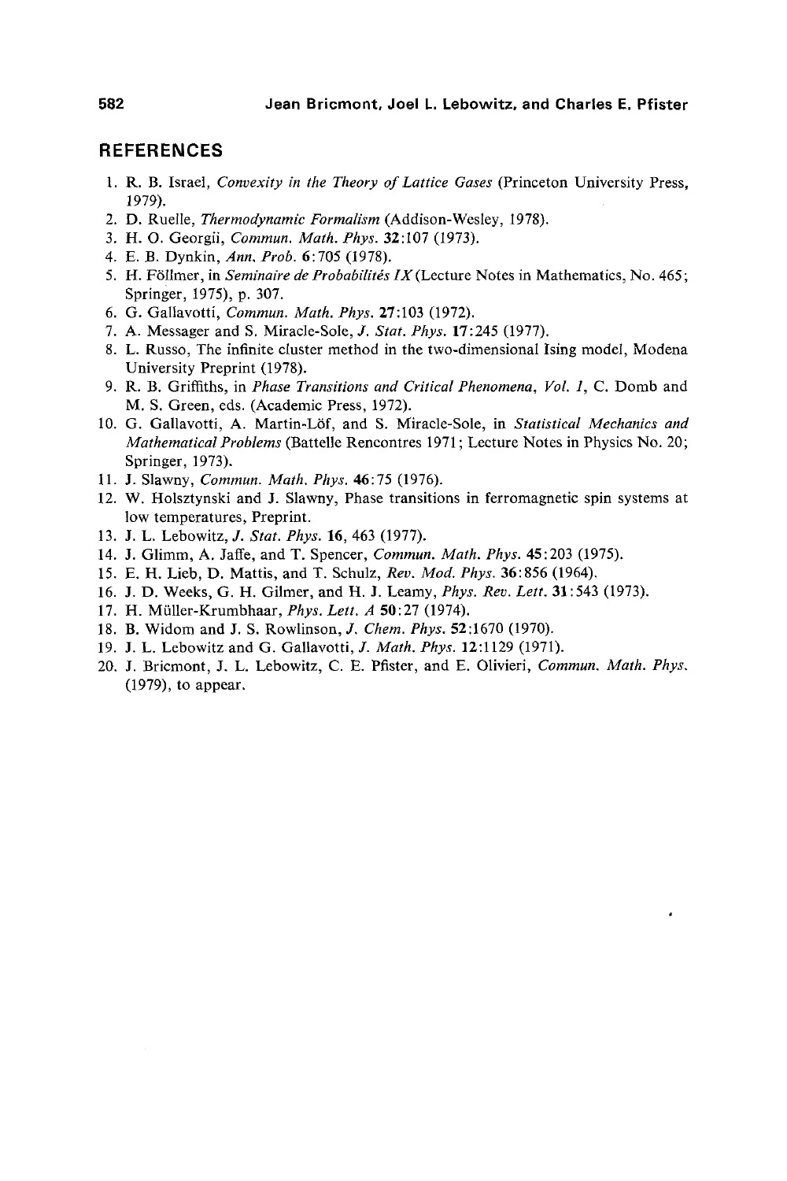## REFERENCES

1. R. B. Israel, *Convexity in the Theory of Lattice Gases* (Princeton University Press, 1979).
2. D. Ruelle, *Thermodynamic Formalism* (Addison-Wesley, 1978).
3. H. O. Georgii, *Commun. Math. Phys.* **32**:107 (1973).
4. E. B. Dynkin, *Ann. Prob.* **6**:705 (1978).
5. H. Föllmer, in *Seminaire de Probabilités IX* (Lecture Notes in Mathematics, No. 465; Springer, 1975), p. 307.
6. G. Gallavotti, *Commun. Math. Phys.* **27**:103 (1972).
7. A. Messager and S. Miracle-Sole, *J. Stat. Phys.* **17**:245 (1977).
8. L. Russo, The infinite cluster method in the two-dimensional Ising model, Modena University Preprint (1978).
9. R. B. Griffiths, in *Phase Transitions and Critical Phenomena, Vol. 1*, C. Domb and M. S. Green, eds. (Academic Press, 1972).
10. G. Gallavotti, A. Martin-Löf, and S. Miracle-Sole, in *Statistical Mechanics and Mathematical Problems* (Battelle Rencontres 1971; Lecture Notes in Physics No. 20; Springer, 1973).
11. J. Slawny, *Commun. Math. Phys.* **46**:75 (1976).
12. W. Holsztynski and J. Slawny, Phase transitions in ferromagnetic spin systems at low temperatures, Preprint.
13. J. L. Lebowitz, *J. Stat. Phys.* **16**, 463 (1977).
14. J. Glimm, A. Jaffe, and T. Spencer, *Commun. Math. Phys.* **45**:203 (1975).
15. E. H. Lieb, D. Mattis, and T. Schulz, *Rev. Mod. Phys.* **36**:856 (1964).
16. J. D. Weeks, G. H. Gilmer, and H. J. Leamy, *Phys. Rev. Lett.* **31**:543 (1973).
17. H. Müller-Krumbhaar, *Phys. Lett. A* **50**:27 (1974).
18. B. Widom and J. S. Rowlinson, *J. Chem. Phys.* **52**:1670 (1970).
19. J. L. Lebowitz and G. Gallavotti, *J. Math. Phys.* **12**:1129 (1971).
20. J. Bricmont, J. L. Lebowitz, C. E. Pfister, and E. Olivieri, *Commun. Math. Phys.* (1979), to appear.